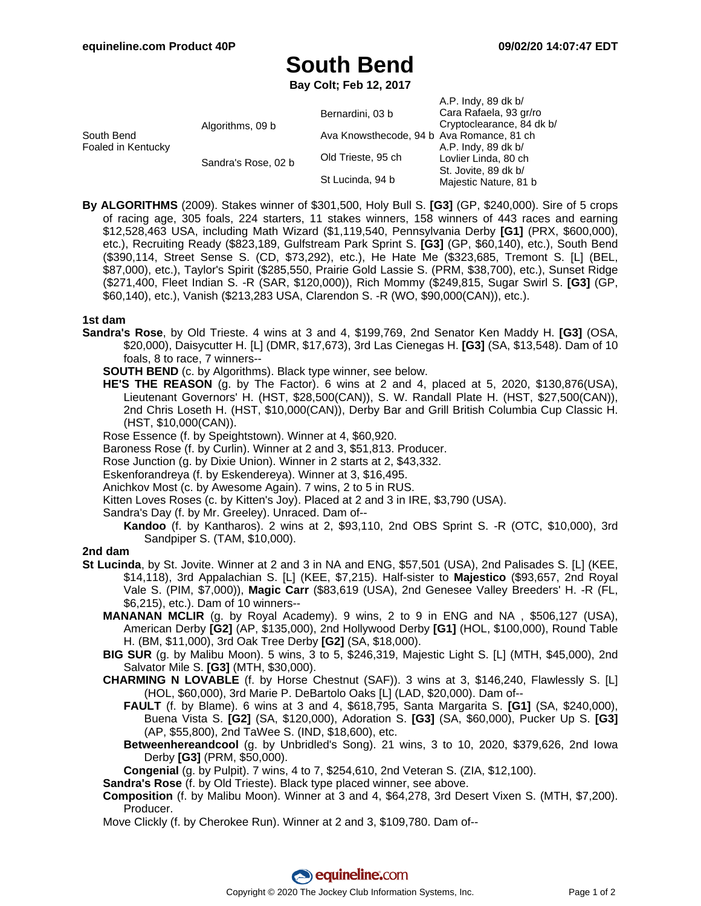# South Bend

**Bay Colt; Feb 12, 2017**

| | | | |
|---|---|---|---|
| South Bend<br>Foaled in Kentucky | Algorithms, 09 b | Bernardini, 03 b | A.P. Indy, 89 dk b/<br>Cara Rafaela, 93 gr/ro |
| | | Ava Knowsthecode, 94 b | Cryptoclearance, 84 dk b/<br>Ava Romance, 81 ch |
| | Sandra's Rose, 02 b | Old Trieste, 95 ch | A.P. Indy, 89 dk b/<br>Lovlier Linda, 80 ch |
| | | St Lucinda, 94 b | St. Jovite, 89 dk b/<br>Majestic Nature, 81 b |

**By ALGORITHMS** (2009). Stakes winner of $301,500, Holy Bull S. **[G3]** (GP, $240,000). Sire of 5 crops of racing age, 305 foals, 224 starters, 11 stakes winners, 158 winners of 443 races and earning $12,528,463 USA, including Math Wizard ($1,119,540, Pennsylvania Derby **[G1]** (PRX, $600,000), etc.), Recruiting Ready ($823,189, Gulfstream Park Sprint S. **[G3]** (GP, $60,140), etc.), South Bend ($390,114, Street Sense S. (CD, $73,292), etc.), He Hate Me ($323,685, Tremont S. [L] (BEL, $87,000), etc.), Taylor's Spirit ($285,550, Prairie Gold Lassie S. (PRM, $38,700), etc.), Sunset Ridge ($271,400, Fleet Indian S. -R (SAR, $120,000)), Rich Mommy ($249,815, Sugar Swirl S. **[G3]** (GP, $60,140), etc.), Vanish ($213,283 USA, Clarendon S. -R (WO, $90,000(CAN)), etc.).

## 1st dam

**Sandra's Rose**, by Old Trieste. 4 wins at 3 and 4, $199,769, 2nd Senator Ken Maddy H. **[G3]** (OSA, $20,000), Daisycutter H. [L] (DMR, $17,673), 3rd Las Cienegas H. **[G3]** (SA, $13,548). Dam of 10 foals, 8 to race, 7 winners--

- **SOUTH BEND** (c. by Algorithms). Black type winner, see below.
- **HE'S THE REASON** (g. by The Factor). 6 wins at 2 and 4, placed at 5, 2020, $130,876(USA), Lieutenant Governors' H. (HST, $28,500(CAN)), S. W. Randall Plate H. (HST, $27,500(CAN)), 2nd Chris Loseth H. (HST, $10,000(CAN)), Derby Bar and Grill British Columbia Cup Classic H. (HST, $10,000(CAN)).
- Rose Essence (f. by Speightstown). Winner at 4, $60,920.
- Baroness Rose (f. by Curlin). Winner at 2 and 3, $51,813. Producer.
- Rose Junction (g. by Dixie Union). Winner in 2 starts at 2, $43,332.
- Eskenforandreya (f. by Eskendereya). Winner at 3, $16,495.
- Anichkov Most (c. by Awesome Again). 7 wins, 2 to 5 in RUS.
- Kitten Loves Roses (c. by Kitten's Joy). Placed at 2 and 3 in IRE, $3,790 (USA).
- Sandra's Day (f. by Mr. Greeley). Unraced. Dam of--
  - **Kandoo** (f. by Kantharos). 2 wins at 2, $93,110, 2nd OBS Sprint S. -R (OTC, $10,000), 3rd Sandpiper S. (TAM, $10,000).

## 2nd dam

**St Lucinda**, by St. Jovite. Winner at 2 and 3 in NA and ENG, $57,501 (USA), 2nd Palisades S. [L] (KEE, $14,118), 3rd Appalachian S. [L] (KEE, $7,215). Half-sister to **Majestico** ($93,657, 2nd Royal Vale S. (PIM, $7,000)), **Magic Carr** ($83,619 (USA), 2nd Genesee Valley Breeders' H. -R (FL, $6,215), etc.). Dam of 10 winners--

- **MANANAN MCLIR** (g. by Royal Academy). 9 wins, 2 to 9 in ENG and NA , $506,127 (USA), American Derby **[G2]** (AP, $135,000), 2nd Hollywood Derby **[G1]** (HOL, $100,000), Round Table H. (BM, $11,000), 3rd Oak Tree Derby **[G2]** (SA, $18,000).
- **BIG SUR** (g. by Malibu Moon). 5 wins, 3 to 5, $246,319, Majestic Light S. [L] (MTH, $45,000), 2nd Salvator Mile S. **[G3]** (MTH, $30,000).
- **CHARMING N LOVABLE** (f. by Horse Chestnut (SAF)). 3 wins at 3, $146,240, Flawlessly S. [L] (HOL, $60,000), 3rd Marie P. DeBartolo Oaks [L] (LAD, $20,000). Dam of--
  - **FAULT** (f. by Blame). 6 wins at 3 and 4, $618,795, Santa Margarita S. **[G1]** (SA, $240,000), Buena Vista S. **[G2]** (SA, $120,000), Adoration S. **[G3]** (SA, $60,000), Pucker Up S. **[G3]** (AP, $55,800), 2nd TaWee S. (IND, $18,600), etc.
  - **Betweenhereandcool** (g. by Unbridled's Song). 21 wins, 3 to 10, 2020, $379,626, 2nd Iowa Derby **[G3]** (PRM, $50,000).
  - **Congenial** (g. by Pulpit). 7 wins, 4 to 7, $254,610, 2nd Veteran S. (ZIA, $12,100).
- **Sandra's Rose** (f. by Old Trieste). Black type placed winner, see above.
- **Composition** (f. by Malibu Moon). Winner at 3 and 4, $64,278, 3rd Desert Vixen S. (MTH, $7,200). Producer.
- Move Clickly (f. by Cherokee Run). Winner at 2 and 3, $109,780. Dam of--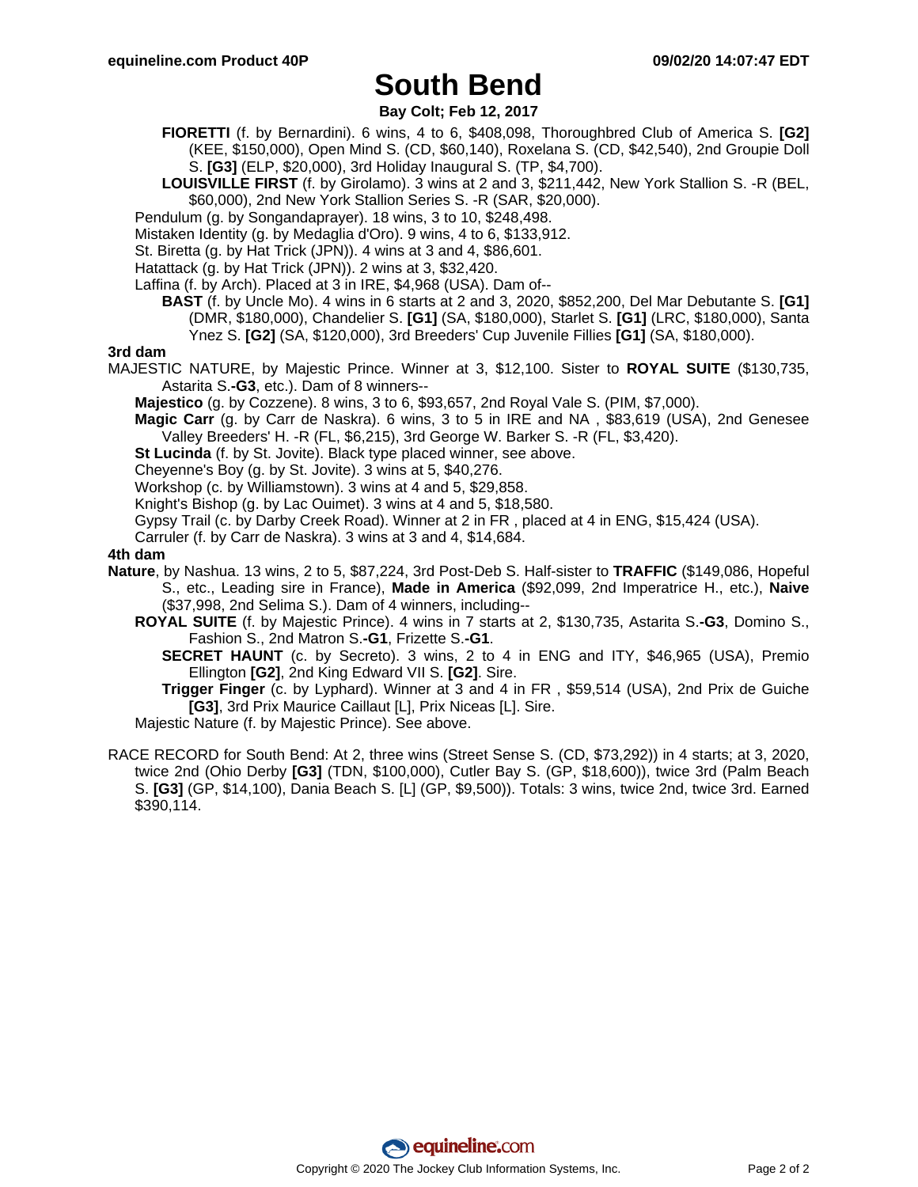# South Bend

**Bay Colt; Feb 12, 2017**

- **FIORETTI** (f. by Bernardini). 6 wins, 4 to 6, $408,098, Thoroughbred Club of America S. **[G2]** (KEE, $150,000), Open Mind S. (CD, $60,140), Roxelana S. (CD, $42,540), 2nd Groupie Doll S. **[G3]** (ELP, $20,000), 3rd Holiday Inaugural S. (TP, $4,700).
- **LOUISVILLE FIRST** (f. by Girolamo). 3 wins at 2 and 3, $211,442, New York Stallion S. -R (BEL, $60,000), 2nd New York Stallion Series S. -R (SAR, $20,000).

Pendulum (g. by Songandaprayer). 18 wins, 3 to 10, $248,498.

Mistaken Identity (g. by Medaglia d'Oro). 9 wins, 4 to 6, $133,912.

St. Biretta (g. by Hat Trick (JPN)). 4 wins at 3 and 4, $86,601.

Hatattack (g. by Hat Trick (JPN)). 2 wins at 3, $32,420.

Laffina (f. by Arch). Placed at 3 in IRE, $4,968 (USA). Dam of--

- **BAST** (f. by Uncle Mo). 4 wins in 6 starts at 2 and 3, 2020, $852,200, Del Mar Debutante S. **[G1]** (DMR, $180,000), Chandelier S. **[G1]** (SA, $180,000), Starlet S. **[G1]** (LRC, $180,000), Santa Ynez S. **[G2]** (SA, $120,000), 3rd Breeders' Cup Juvenile Fillies **[G1]** (SA, $180,000).

**3rd dam**

MAJESTIC NATURE, by Majestic Prince. Winner at 3, $12,100. Sister to **ROYAL SUITE** ($130,735, Astarita S.**-G3**, etc.). Dam of 8 winners--

**Majestico** (g. by Cozzene). 8 wins, 3 to 6, $93,657, 2nd Royal Vale S. (PIM, $7,000).

**Magic Carr** (g. by Carr de Naskra). 6 wins, 3 to 5 in IRE and NA , $83,619 (USA), 2nd Genesee Valley Breeders' H. -R (FL, $6,215), 3rd George W. Barker S. -R (FL, $3,420).

**St Lucinda** (f. by St. Jovite). Black type placed winner, see above.

Cheyenne's Boy (g. by St. Jovite). 3 wins at 5, $40,276.

Workshop (c. by Williamstown). 3 wins at 4 and 5, $29,858.

Knight's Bishop (g. by Lac Ouimet). 3 wins at 4 and 5, $18,580.

Gypsy Trail (c. by Darby Creek Road). Winner at 2 in FR , placed at 4 in ENG, $15,424 (USA).

Carruler (f. by Carr de Naskra). 3 wins at 3 and 4, $14,684.

**4th dam**

**Nature**, by Nashua. 13 wins, 2 to 5, $87,224, 3rd Post-Deb S. Half-sister to **TRAFFIC** ($149,086, Hopeful S., etc., Leading sire in France), **Made in America** ($92,099, 2nd Imperatrice H., etc.), **Naive** ($37,998, 2nd Selima S.). Dam of 4 winners, including--

**ROYAL SUITE** (f. by Majestic Prince). 4 wins in 7 starts at 2, $130,735, Astarita S.**-G3**, Domino S., Fashion S., 2nd Matron S.**-G1**, Frizette S.**-G1**.

- **SECRET HAUNT** (c. by Secreto). 3 wins, 2 to 4 in ENG and ITY, $46,965 (USA), Premio Ellington **[G2]**, 2nd King Edward VII S. **[G2]**. Sire.
- **Trigger Finger** (c. by Lyphard). Winner at 3 and 4 in FR , $59,514 (USA), 2nd Prix de Guiche **[G3]**, 3rd Prix Maurice Caillaut [L], Prix Niceas [L]. Sire.

Majestic Nature (f. by Majestic Prince). See above.

RACE RECORD for South Bend: At 2, three wins (Street Sense S. (CD, $73,292)) in 4 starts; at 3, 2020, twice 2nd (Ohio Derby **[G3]** (TDN, $100,000), Cutler Bay S. (GP, $18,600)), twice 3rd (Palm Beach S. **[G3]** (GP, $14,100), Dania Beach S. [L] (GP, $9,500)). Totals: 3 wins, twice 2nd, twice 3rd. Earned $390,114.